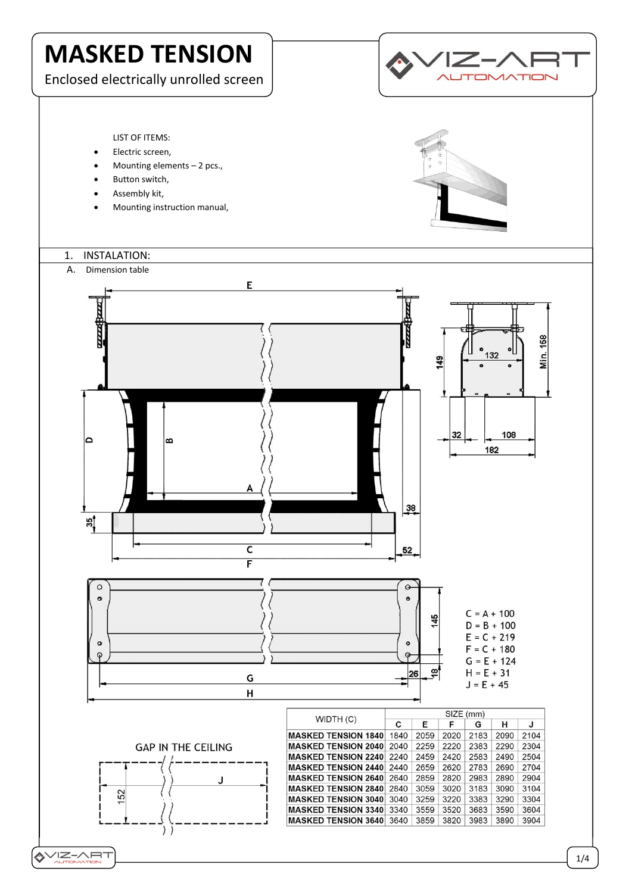# MASKED TENSION

Enclosed electrically unrolled screen

LIST OF ITEMS:

- Electric screen,
- Mounting elements – 2 pcs.,
- Button switch,
- Assembly kit,
- Mounting instruction manual,

## 1. INSTALATION:

### A. Dimension table

C = A + 100
D = B + 100
E = C + 219
F = C + 180
G = E + 124
H = E + 31
J = E + 45

GAP IN THE CEILING

| WIDTH (C) | SIZE (mm) | | | | | |
|---|---|---|---|---|---|---|
| | C | E | F | G | H | J |
| MASKED TENSION 1840 | 1840 | 2059 | 2020 | 2183 | 2090 | 2104 |
| MASKED TENSION 2040 | 2040 | 2259 | 2220 | 2383 | 2290 | 2304 |
| MASKED TENSION 2240 | 2240 | 2459 | 2420 | 2583 | 2490 | 2504 |
| MASKED TENSION 2440 | 2440 | 2659 | 2620 | 2783 | 2690 | 2704 |
| MASKED TENSION 2640 | 2640 | 2859 | 2820 | 2983 | 2890 | 2904 |
| MASKED TENSION 2840 | 2840 | 3059 | 3020 | 3183 | 3090 | 3104 |
| MASKED TENSION 3040 | 3040 | 3259 | 3220 | 3383 | 3290 | 3304 |
| MASKED TENSION 3340 | 3340 | 3559 | 3520 | 3683 | 3590 | 3604 |
| MASKED TENSION 3640 | 3640 | 3859 | 3820 | 3983 | 3890 | 3904 |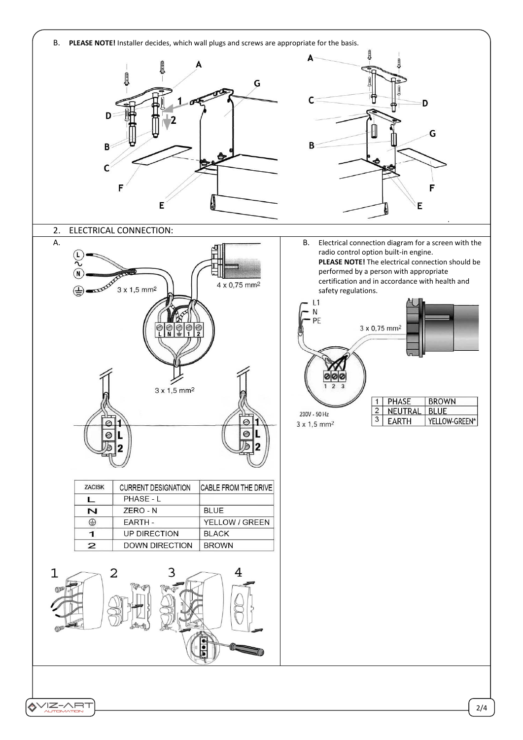B. **PLEASE NOTE!** Installer decides, which wall plugs and screws are appropriate for the basis.

## 2. ELECTRICAL CONNECTION:

A.

| ZACISK | CURRENT DESIGNATION | CABLE FROM THE DRIVE |
|---|---|---|
| L | PHASE - L | |
| N | ZERO - N | BLUE |
| ⏚ | EARTH - | YELLOW / GREEN |
| 1 | UP DIRECTION | BLACK |
| 2 | DOWN DIRECTION | BROWN |

B. Electrical connection diagram for a screen with the radio control option built-in engine.
**PLEASE NOTE!** The electrical connection should be performed by a person with appropriate certification and in accordance with health and safety regulations.

| 1 | PHASE | BROWN |
|---|---|---|
| 2 | NEUTRAL | BLUE |
| 3 | EARTH | YELLOW-GREEN* |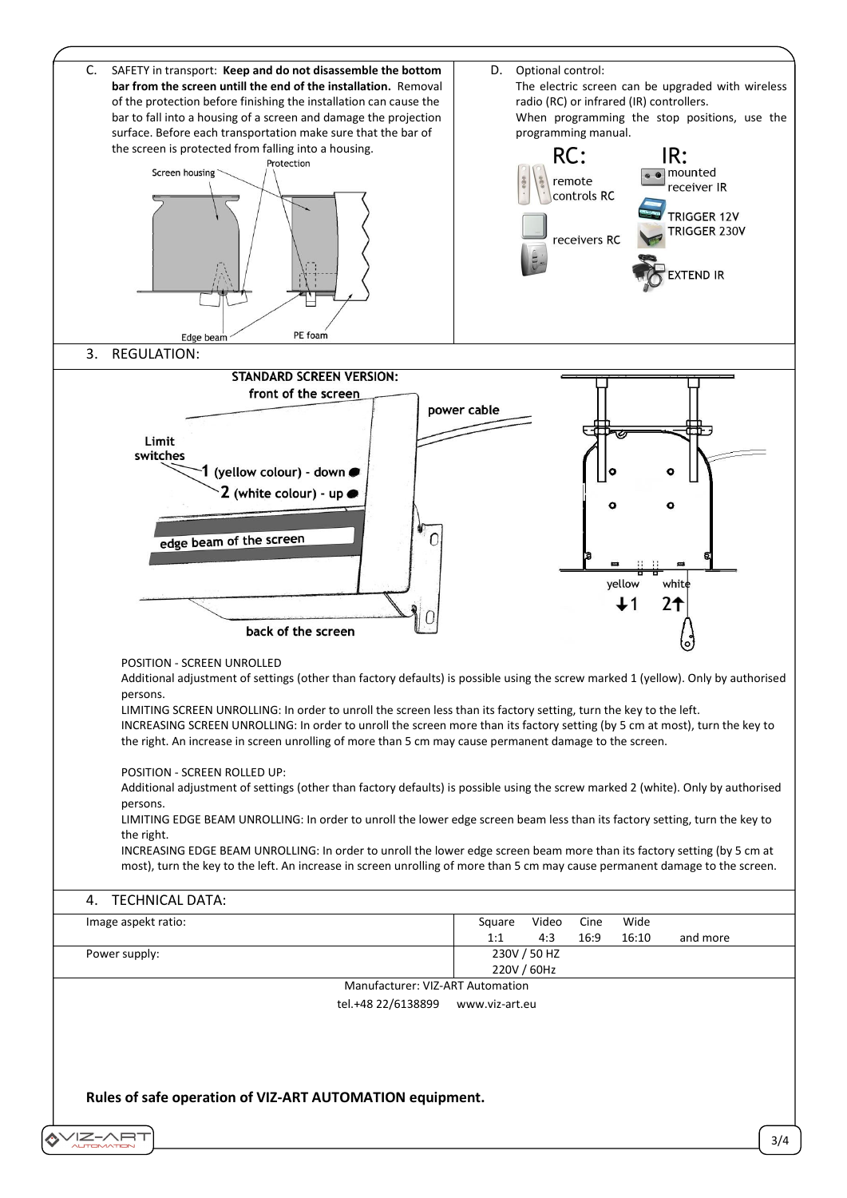C. SAFETY in transport: **Keep and do not disassemble the bottom bar from the screen untill the end of the installation.** Removal of the protection before finishing the installation can cause the bar to fall into a housing of a screen and damage the projection surface. Before each transportation make sure that the bar of the screen is protected from falling into a housing.

Screen housing, Protection, Edge beam, PE foam

D. Optional control:
The electric screen can be upgraded with wireless radio (RC) or infrared (IR) controllers.
When programming the stop positions, use the programming manual.

RC: remote controls RC, receivers RC

IR: mounted receiver IR, TRIGGER 12V, TRIGGER 230V, EXTEND IR

## 3. REGULATION:

**STANDARD SCREEN VERSION:**

front of the screen, power cable, Limit switches, 1 (yellow colour) - down, 2 (white colour) - up, edge beam of the screen, back of the screen

yellow ↓1, white 2↑

POSITION - SCREEN UNROLLED
Additional adjustment of settings (other than factory defaults) is possible using the screw marked 1 (yellow). Only by authorised persons.
LIMITING SCREEN UNROLLING: In order to unroll the screen less than its factory setting, turn the key to the left.
INCREASING SCREEN UNROLLING: In order to unroll the screen more than its factory setting (by 5 cm at most), turn the key to the right. An increase in screen unrolling of more than 5 cm may cause permanent damage to the screen.

POSITION - SCREEN ROLLED UP:
Additional adjustment of settings (other than factory defaults) is possible using the screw marked 2 (white). Only by authorised persons.
LIMITING EDGE BEAM UNROLLING: In order to unroll the lower edge screen beam less than its factory setting, turn the key to the right.
INCREASING EDGE BEAM UNROLLING: In order to unroll the lower edge screen beam more than its factory setting (by 5 cm at most), turn the key to the left. An increase in screen unrolling of more than 5 cm may cause permanent damage to the screen.

## 4. TECHNICAL DATA:

| | |
|---|---|
| Image aspekt ratio: | Square 1:1, Video 4:3, Cine 16:9, Wide 16:10 and more |
| Power supply: | 230V / 50 HZ<br>220V / 60Hz |

Manufacturer: VIZ-ART Automation
tel.+48 22/6138899 www.viz-art.eu

**Rules of safe operation of VIZ-ART AUTOMATION equipment.**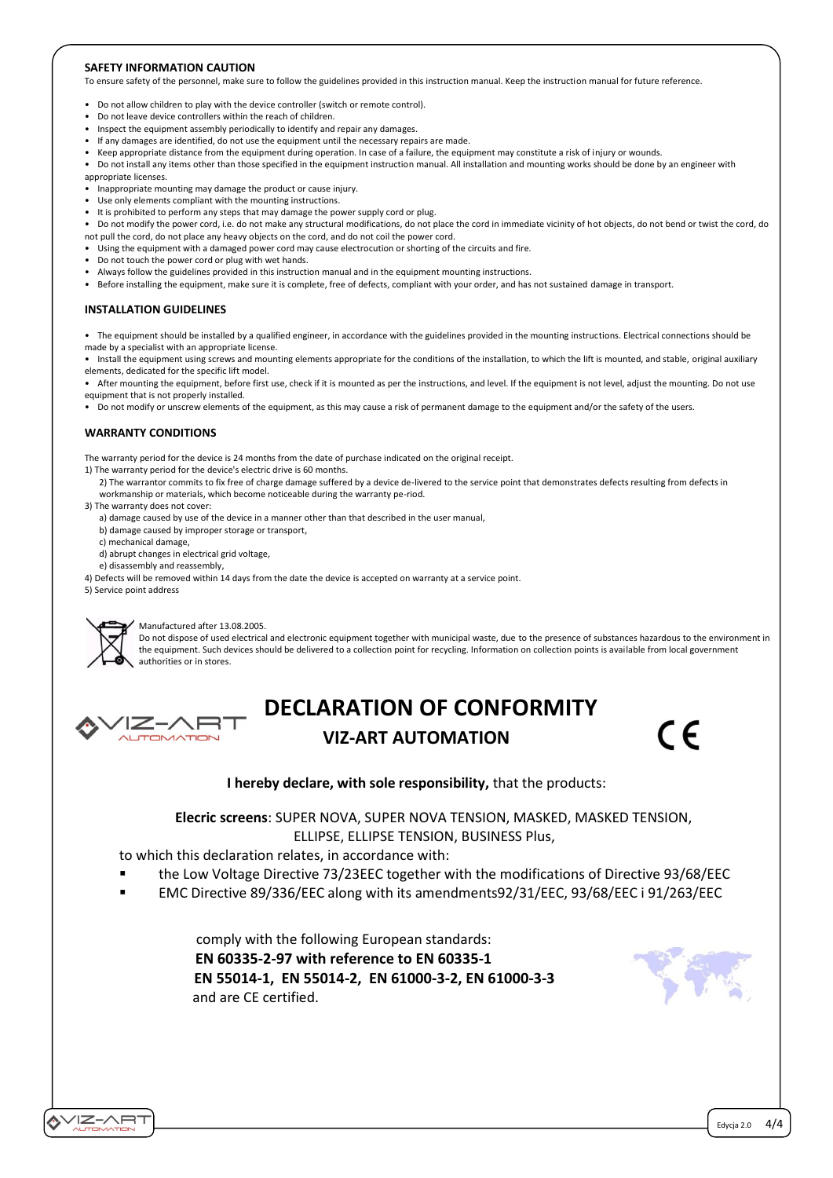### SAFETY INFORMATION CAUTION

To ensure safety of the personnel, make sure to follow the guidelines provided in this instruction manual. Keep the instruction manual for future reference.

- Do not allow children to play with the device controller (switch or remote control).
- Do not leave device controllers within the reach of children.
- Inspect the equipment assembly periodically to identify and repair any damages.
- If any damages are identified, do not use the equipment until the necessary repairs are made.
- Keep appropriate distance from the equipment during operation. In case of a failure, the equipment may constitute a risk of injury or wounds.
- Do not install any items other than those specified in the equipment instruction manual. All installation and mounting works should be done by an engineer with appropriate licenses.
- Inappropriate mounting may damage the product or cause injury.
- Use only elements compliant with the mounting instructions.
- It is prohibited to perform any steps that may damage the power supply cord or plug.
- Do not modify the power cord, i.e. do not make any structural modifications, do not place the cord in immediate vicinity of hot objects, do not bend or twist the cord, do not pull the cord, do not place any heavy objects on the cord, and do not coil the power cord.
- Using the equipment with a damaged power cord may cause electrocution or shorting of the circuits and fire.
- Do not touch the power cord or plug with wet hands.
- Always follow the guidelines provided in this instruction manual and in the equipment mounting instructions.
- Before installing the equipment, make sure it is complete, free of defects, compliant with your order, and has not sustained damage in transport.

### INSTALLATION GUIDELINES

- The equipment should be installed by a qualified engineer, in accordance with the guidelines provided in the mounting instructions. Electrical connections should be made by a specialist with an appropriate license.
- Install the equipment using screws and mounting elements appropriate for the conditions of the installation, to which the lift is mounted, and stable, original auxiliary elements, dedicated for the specific lift model.
- After mounting the equipment, before first use, check if it is mounted as per the instructions, and level. If the equipment is not level, adjust the mounting. Do not use equipment that is not properly installed.
- Do not modify or unscrew elements of the equipment, as this may cause a risk of permanent damage to the equipment and/or the safety of the users.

### WARRANTY CONDITIONS

The warranty period for the device is 24 months from the date of purchase indicated on the original receipt.

1) The warranty period for the device's electric drive is 60 months.

2) The warrantor commits to fix free of charge damage suffered by a device de-livered to the service point that demonstrates defects resulting from defects in workmanship or materials, which become noticeable during the warranty pe-riod.

3) The warranty does not cover:

a) damage caused by use of the device in a manner other than that described in the user manual,

b) damage caused by improper storage or transport,

c) mechanical damage,

d) abrupt changes in electrical grid voltage,

e) disassembly and reassembly,

4) Defects will be removed within 14 days from the date the device is accepted on warranty at a service point.

5) Service point address

Manufactured after 13.08.2005.
Do not dispose of used electrical and electronic equipment together with municipal waste, due to the presence of substances hazardous to the environment in the equipment. Such devices should be delivered to a collection point for recycling. Information on collection points is available from local government authorities or in stores.

# DECLARATION OF CONFORMITY

## VIZ-ART AUTOMATION

**I hereby declare, with sole responsibility,** that the products:

**Elecric screens**: SUPER NOVA, SUPER NOVA TENSION, MASKED, MASKED TENSION, ELLIPSE, ELLIPSE TENSION, BUSINESS Plus,

to which this declaration relates, in accordance with:

- the Low Voltage Directive 73/23EEC together with the modifications of Directive 93/68/EEC
- EMC Directive 89/336/EEC along with its amendments92/31/EEC, 93/68/EEC i 91/263/EEC

comply with the following European standards:
**EN 60335-2-97 with reference to EN 60335-1**
**EN 55014-1, EN 55014-2, EN 61000-3-2, EN 61000-3-3**
and are CE certified.